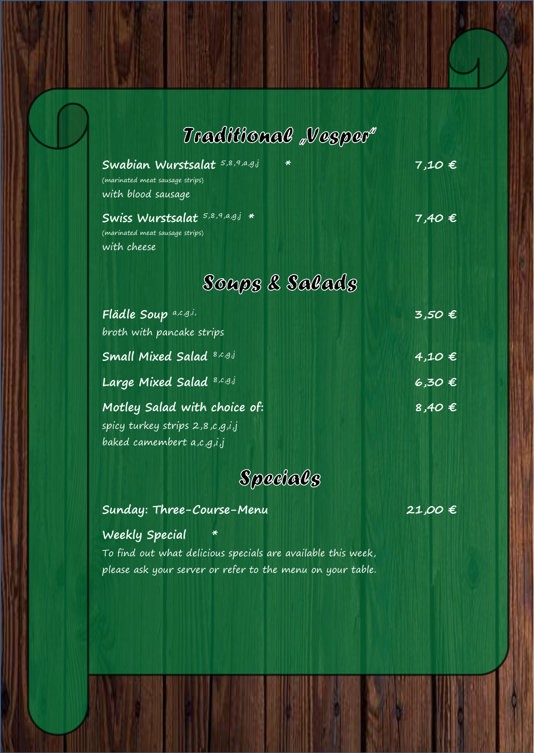## Traditional „Vesper"

**Swabian Wurstsalat** [5,8,9,a,g,j] * — **7,10 €**
(marinated meat sausage strips)
with blood sausage

**Swiss Wurstsalat** [5,8,9,a,g,j] * — **7,40 €**
(marinated meat sausage strips)
with cheese

## Soups & Salads

**Flädle Soup** [a,c,g,i,] — **3,50 €**
broth with pancake strips

**Small Mixed Salad** [8,c,g,j] — **4,10 €**

**Large Mixed Salad** [8,c,g,j] — **6,30 €**

**Motley Salad with choice of:** — **8,40 €**
spicy turkey strips 2,8,c,g,i,j
baked camembert a,c,g,i,j

## Specials

**Sunday: Three-Course-Menu** — **21,00 €**

**Weekly Special** *
To find out what delicious specials are available this week, please ask your server or refer to the menu on your table.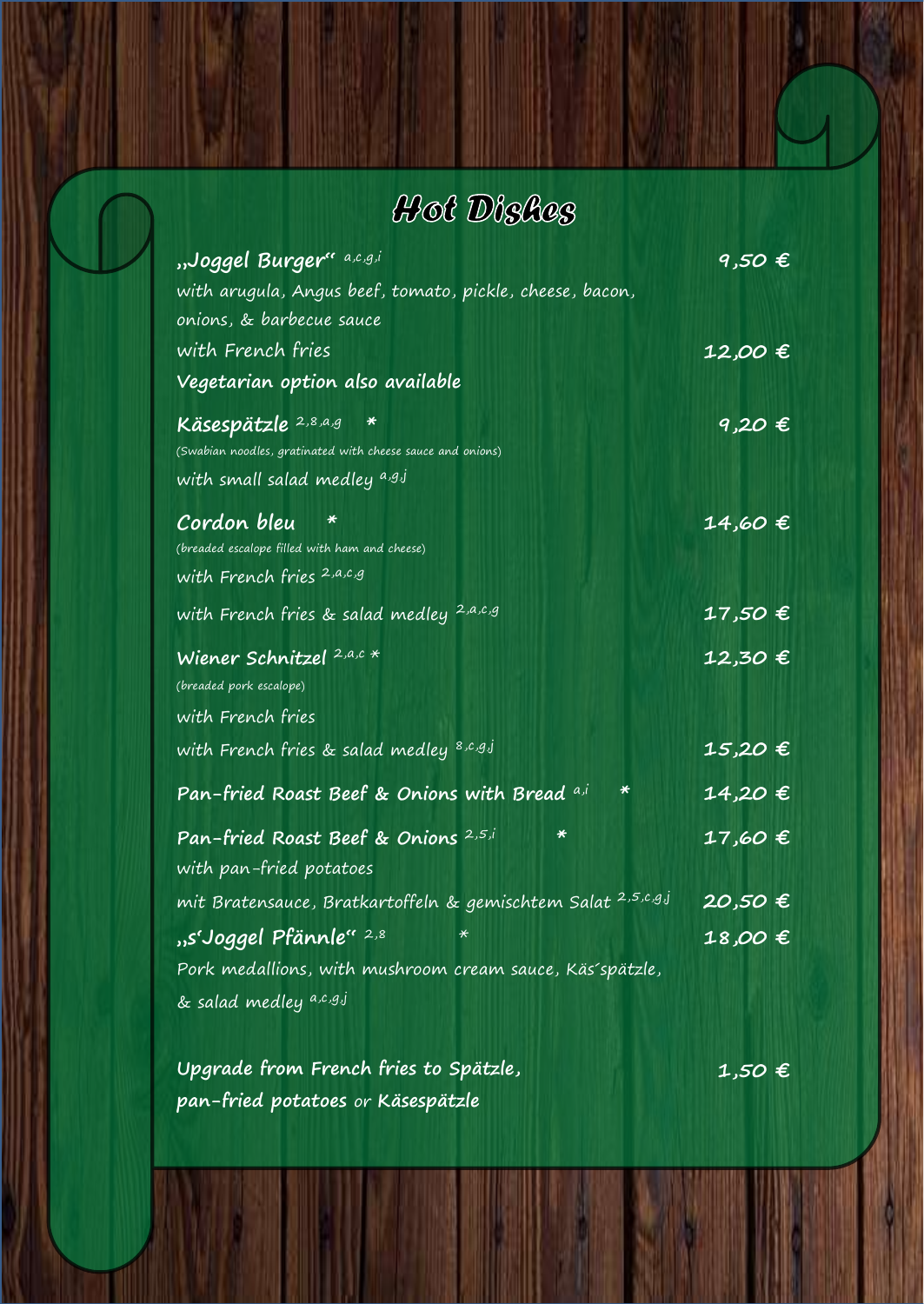# Hot Dishes

**„Joggel Burger“** [a,c,g,i] — **9,50 €**
with arugula, Angus beef, tomato, pickle, cheese, bacon, onions, & barbecue sauce
with French fries — **12,00 €**
**Vegetarian option also available**

**Käsespätzle** [2,8,a,g] * — **9,20 €**
(Swabian noodles, gratinated with cheese sauce and onions)
with small salad medley [a,g,j]

**Cordon bleu** * — **14,60 €**
(breaded escalope filled with ham and cheese)
with French fries [2,a,c,g]
with French fries & salad medley [2,a,c,g] — **17,50 €**

**Wiener Schnitzel** [2,a,c] * — **12,30 €**
(breaded pork escalope)
with French fries
with French fries & salad medley [8,c,g,j] — **15,20 €**

**Pan-fried Roast Beef & Onions with Bread** [a,i] * — **14,20 €**

**Pan-fried Roast Beef & Onions** [2,5,i] * — **17,60 €**
with pan-fried potatoes
mit Bratensauce, Bratkartoffeln & gemischtem Salat [2,5,c,g,j] — **20,50 €**

**„s‘Joggel Pfännle“** [2,8] * — **18,00 €**
Pork medallions, with mushroom cream sauce, Käs´spätzle, & salad medley [a,c,g,j]

**Upgrade from French fries to Spätzle, pan-fried potatoes** or **Käsespätzle** — **1,50 €**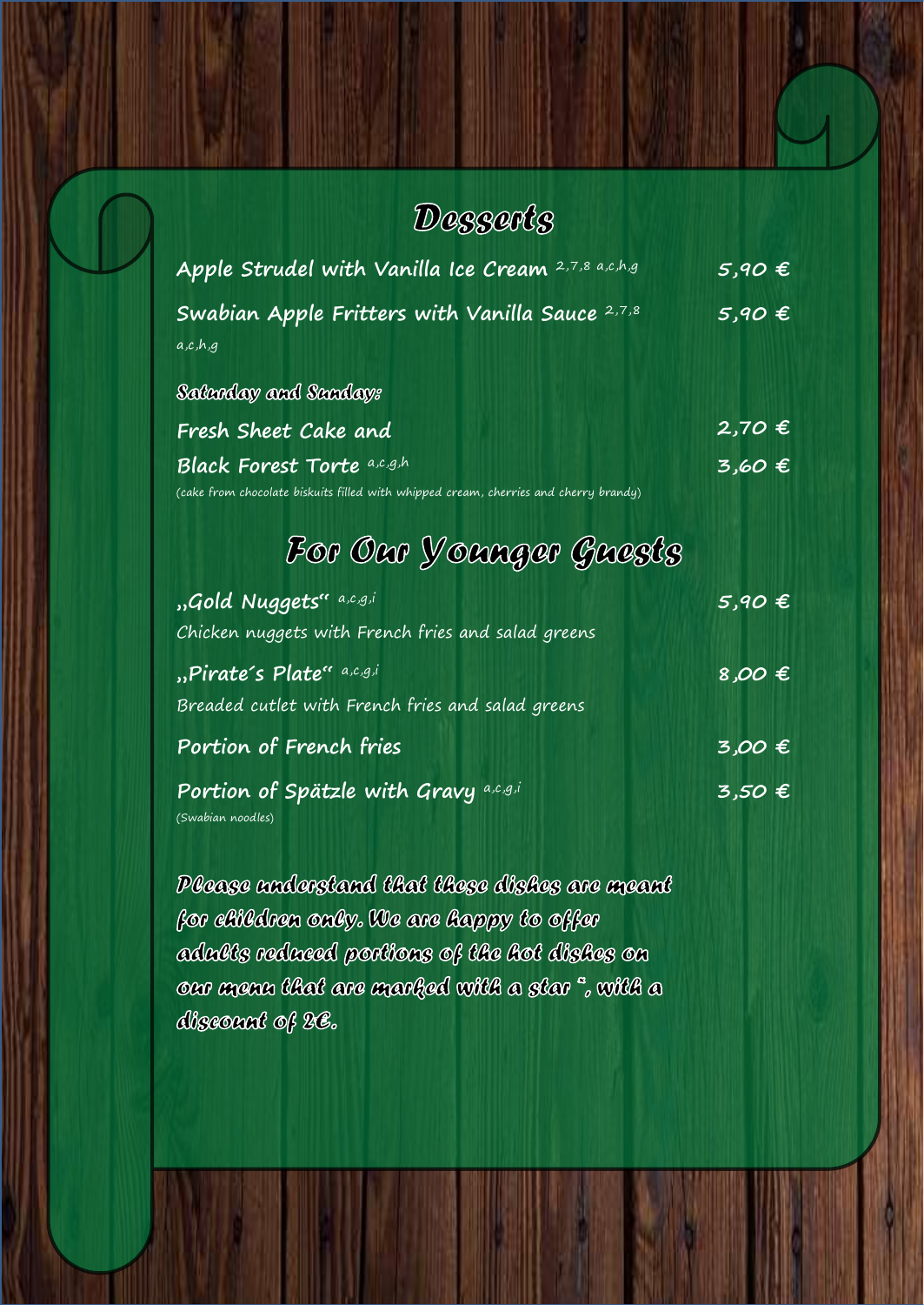# Desserts

**Apple Strudel with Vanilla Ice Cream** 2,7,8 a,c,h,g — **5,90 €**

**Swabian Apple Fritters with Vanilla Sauce** 2,7,8 a,c,h,g — **5,90 €**

***Saturday and Sunday:***

**Fresh Sheet Cake and** — **2,70 €**

**Black Forest Torte** a,c,g,h — **3,60 €**

(cake from chocolate biskuits filled with whipped cream, cherries and cherry brandy)

# For Our Younger Guests

**„Gold Nuggets"** a,c,g,i — **5,90 €**

Chicken nuggets with French fries and salad greens

**„Pirate´s Plate"** a,c,g,i — **8,00 €**

Breaded cutlet with French fries and salad greens

**Portion of French fries** — **3,00 €**

**Portion of Spätzle with Gravy** a,c,g,i — **3,50 €**

(Swabian noodles)

***Please understand that these dishes are meant for children only. We are happy to offer adults reduced portions of the hot dishes on our menu that are marked with a star *, with a discount of 2€.***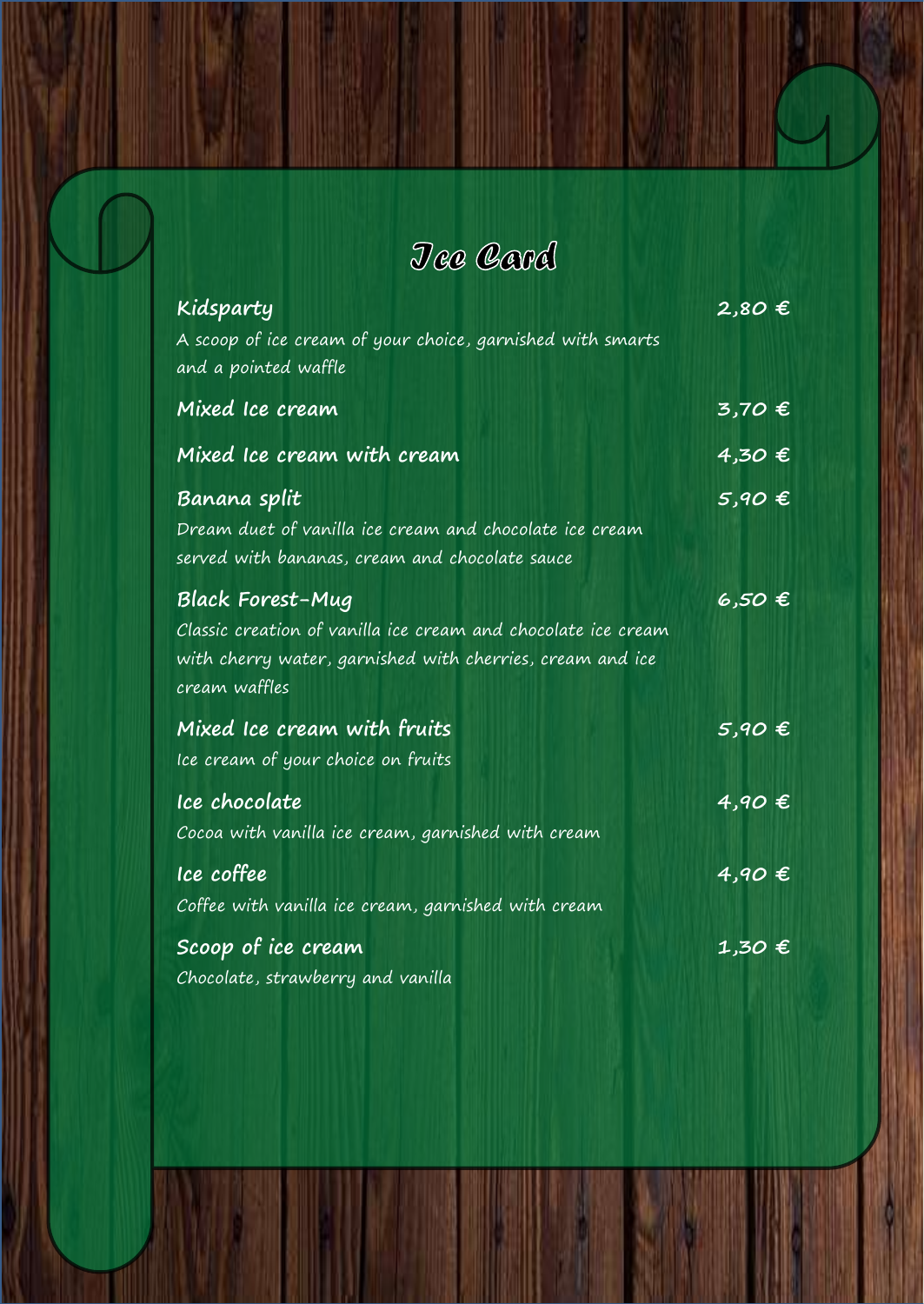# Ice Card

**Kidsparty** — 2,80 €
A scoop of ice cream of your choice, garnished with smarts and a pointed waffle

**Mixed Ice cream** — 3,70 €

**Mixed Ice cream with cream** — 4,30 €

**Banana split** — 5,90 €
Dream duet of vanilla ice cream and chocolate ice cream served with bananas, cream and chocolate sauce

**Black Forest-Mug** — 6,50 €
Classic creation of vanilla ice cream and chocolate ice cream with cherry water, garnished with cherries, cream and ice cream waffles

**Mixed Ice cream with fruits** — 5,90 €
Ice cream of your choice on fruits

**Ice chocolate** — 4,90 €
Cocoa with vanilla ice cream, garnished with cream

**Ice coffee** — 4,90 €
Coffee with vanilla ice cream, garnished with cream

**Scoop of ice cream** — 1,30 €
Chocolate, strawberry and vanilla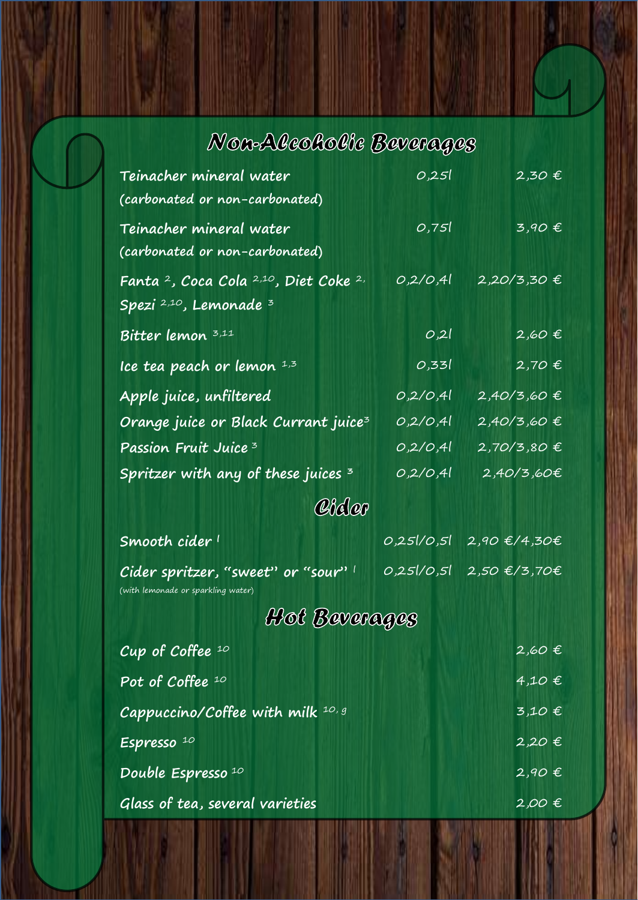## Non-Alcoholic Beverages

| | | |
|---|---|---|
| Teinacher mineral water (carbonated or non-carbonated) | 0,25l | 2,30 € |
| Teinacher mineral water (carbonated or non-carbonated) | 0,75l | 3,90 € |
| Fanta [2], Coca Cola [2,10], Diet Coke [2,] Spezi [2,10], Lemonade [3] | 0,2/0,4l | 2,20/3,30 € |
| Bitter lemon [3,11] | 0,2l | 2,60 € |
| Ice tea peach or lemon [1,3] | 0,33l | 2,70 € |
| Apple juice, unfiltered | 0,2/0,4l | 2,40/3,60 € |
| Orange juice or Black Currant juice[3] | 0,2/0,4l | 2,40/3,60 € |
| Passion Fruit Juice [3] | 0,2/0,4l | 2,70/3,80 € |
| Spritzer with any of these juices [3] | 0,2/0,4l | 2,40/3,60€ |

## Cider

| | | |
|---|---|---|
| Smooth cider [l] | 0,25l/0,5l | 2,90 €/4,30€ |
| Cider spritzer, "sweet" or "sour" [l] (with lemonade or sparkling water) | 0,25l/0,5l | 2,50 €/3,70€ |

## Hot Beverages

| | |
|---|---|
| Cup of Coffee [10] | 2,60 € |
| Pot of Coffee [10] | 4,10 € |
| Cappuccino/Coffee with milk [10, g] | 3,10 € |
| Espresso [10] | 2,20 € |
| Double Espresso [10] | 2,90 € |
| Glass of tea, several varieties | 2,00 € |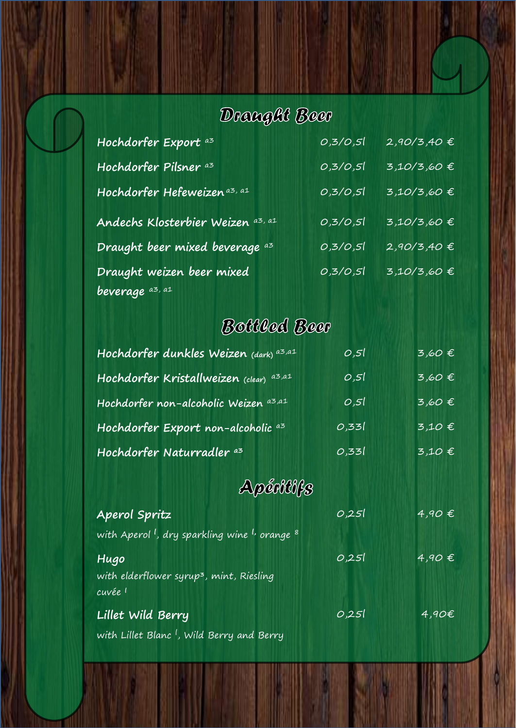## Draught Beer

| | | |
|---|---|---|
| Hochdorfer Export [a3] | 0,3/0,5l | 2,90/3,40 € |
| Hochdorfer Pilsner [a3] | 0,3/0,5l | 3,10/3,60 € |
| Hochdorfer Hefeweizen [a3, a1] | 0,3/0,5l | 3,10/3,60 € |
| Andechs Klosterbier Weizen [a3, a1] | 0,3/0,5l | 3,10/3,60 € |
| Draught beer mixed beverage [a3] | 0,3/0,5l | 2,90/3,40 € |
| Draught weizen beer mixed beverage [a3, a1] | 0,3/0,5l | 3,10/3,60 € |

## Bottled Beer

| | | |
|---|---|---|
| Hochdorfer dunkles Weizen (dark) [a3,a1] | 0,5l | 3,60 € |
| Hochdorfer Kristallweizen (clear) [a3,a1] | 0,5l | 3,60 € |
| Hochdorfer non-alcoholic Weizen [a3,a1] | 0,5l | 3,60 € |
| Hochdorfer Export non-alcoholic [a3] | 0,33l | 3,10 € |
| Hochdorfer Naturradler [a3] | 0,33l | 3,10 € |

## Apéritifs

| | | |
|---|---|---|
| **Aperol Spritz**<br>with Aperol [l], dry sparkling wine [l], orange [8] | 0,25l | 4,90 € |
| **Hugo**<br>with elderflower syrup[3], mint, Riesling cuvée [l] | 0,25l | 4,90 € |
| **Lillet Wild Berry**<br>with Lillet Blanc [l], Wild Berry and Berry | 0,25l | 4,90€ |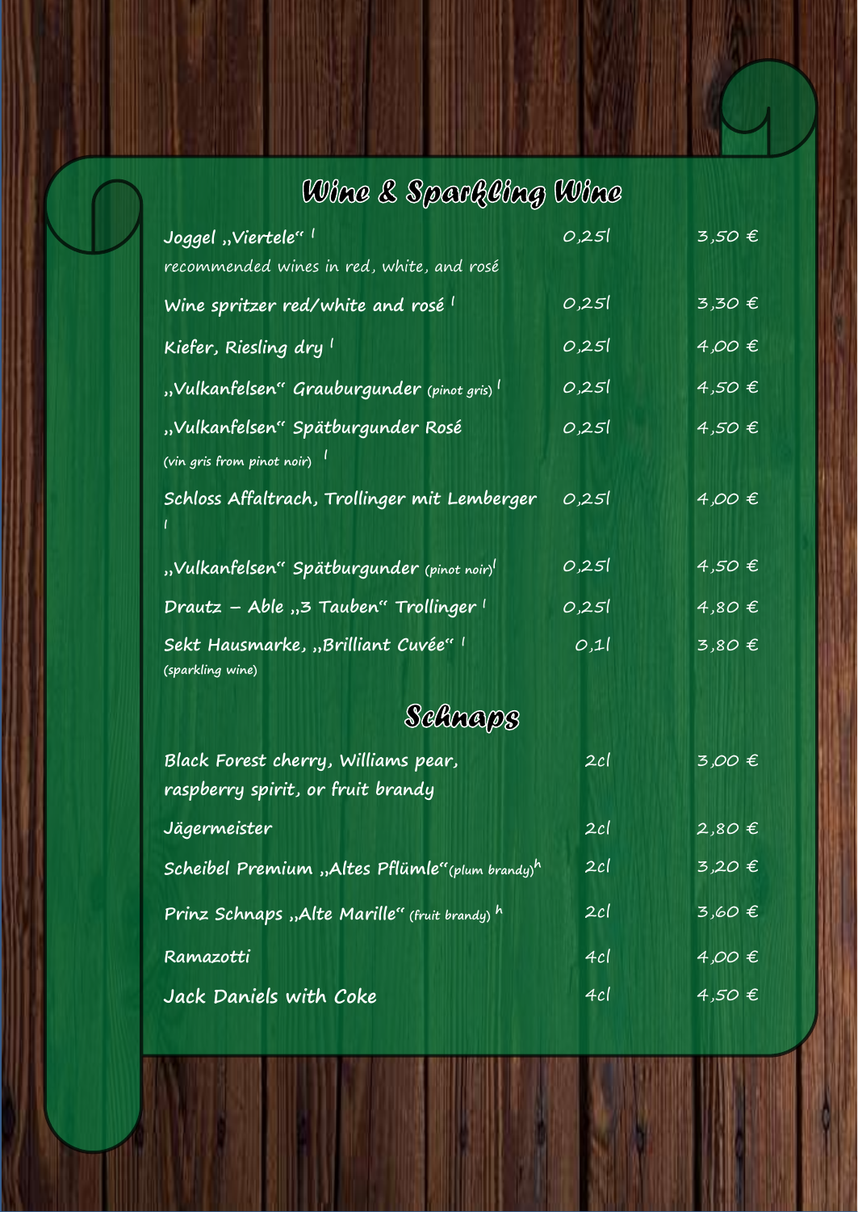## Wine & Sparkling Wine

| | | |
|---|---|---|
| **Joggel „Viertele“** [l]<br>recommended wines in red, white, and rosé | 0,25l | 3,50 € |
| **Wine spritzer red/white and rosé** [l] | 0,25l | 3,30 € |
| **Kiefer, Riesling dry** [l] | 0,25l | 4,00 € |
| **„Vulkanfelsen“ Grauburgunder** (pinot gris) [l] | 0,25l | 4,50 € |
| **„Vulkanfelsen“ Spätburgunder Rosé**<br>(vin gris from pinot noir) [l] | 0,25l | 4,50 € |
| **Schloss Affaltrach, Trollinger mit Lemberger** [l] | 0,25l | 4,00 € |
| **„Vulkanfelsen“ Spätburgunder** (pinot noir) [l] | 0,25l | 4,50 € |
| **Drautz – Able „3 Tauben“ Trollinger** [l] | 0,25l | 4,80 € |
| **Sekt Hausmarke, „Brilliant Cuvée“** [l]<br>(sparkling wine) | 0,1l | 3,80 € |

## Schnaps

| | | |
|---|---|---|
| **Black Forest cherry, Williams pear, raspberry spirit, or fruit brandy** | 2cl | 3,00 € |
| **Jägermeister** | 2cl | 2,80 € |
| **Scheibel Premium „Altes Pflümle“** (plum brandy) [h] | 2cl | 3,20 € |
| **Prinz Schnaps „Alte Marille“** (fruit brandy) [h] | 2cl | 3,60 € |
| **Ramazotti** | 4cl | 4,00 € |
| **Jack Daniels with Coke** | 4cl | 4,50 € |